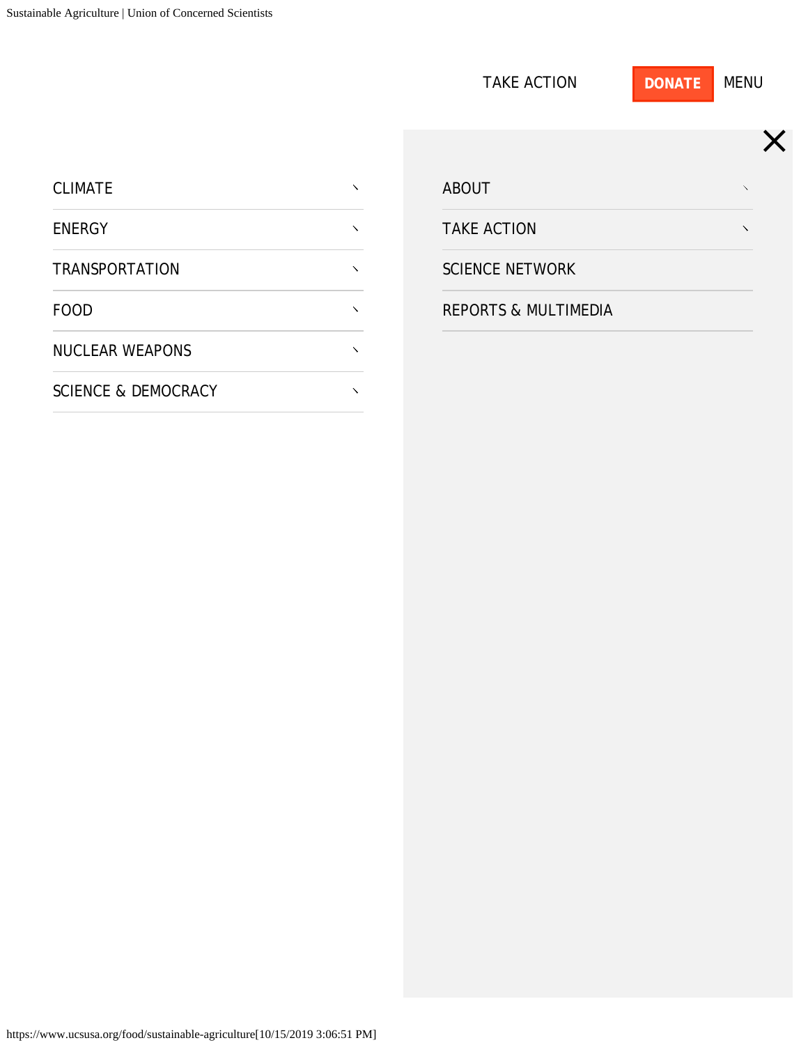TAKE ACTION

DONATE

MENU

- CLIMATE
- ENERGY
- TRANSPORTATION
- FOOD
- NUCLEAR WEAPONS
- SCIENCE & DEMOCRACY

- ABOUT
- TAKE ACTION
- SCIENCE NETWORK
- REPORTS & MULTIMEDIA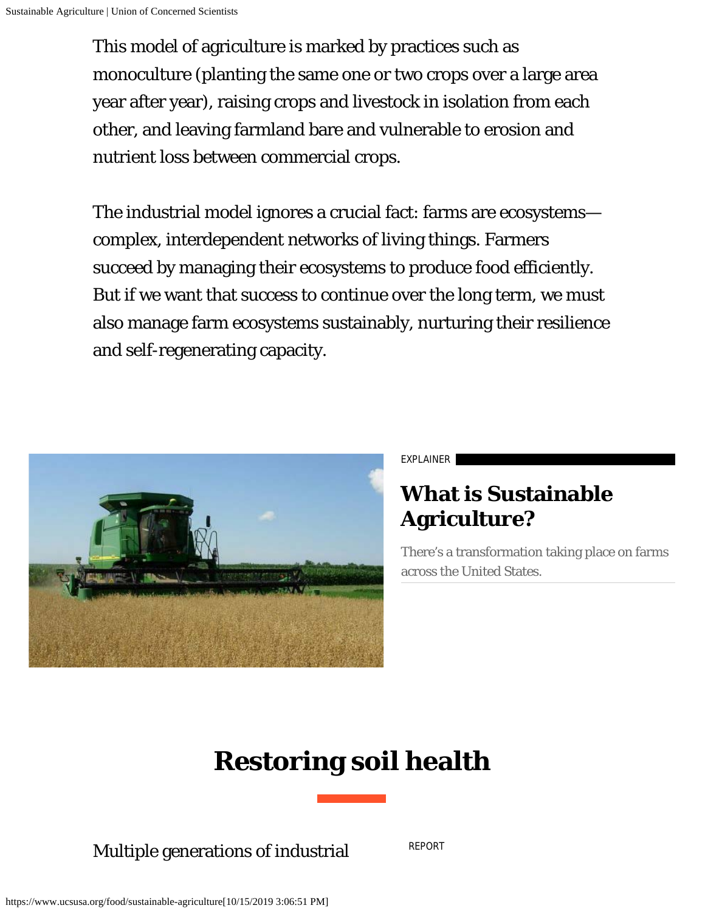This model of agriculture is marked by practices such as monoculture (planting the same one or two crops over a large area year after year), raising crops and livestock in isolation from each other, and leaving farmland bare and vulnerable to erosion and nutrient loss between commercial crops.

The industrial model ignores a crucial fact: farms are ecosystems—complex, interdependent networks of living things. Farmers succeed by managing their ecosystems to produce food efficiently. But if we want that success to continue over the long term, we must also manage farm ecosystems sustainably, nurturing their resilience and self-regenerating capacity.

EXPLAINER

### What is Sustainable Agriculture?

There's a transformation taking place on farms across the United States.

## Restoring soil health

Multiple generations of industrial

REPORT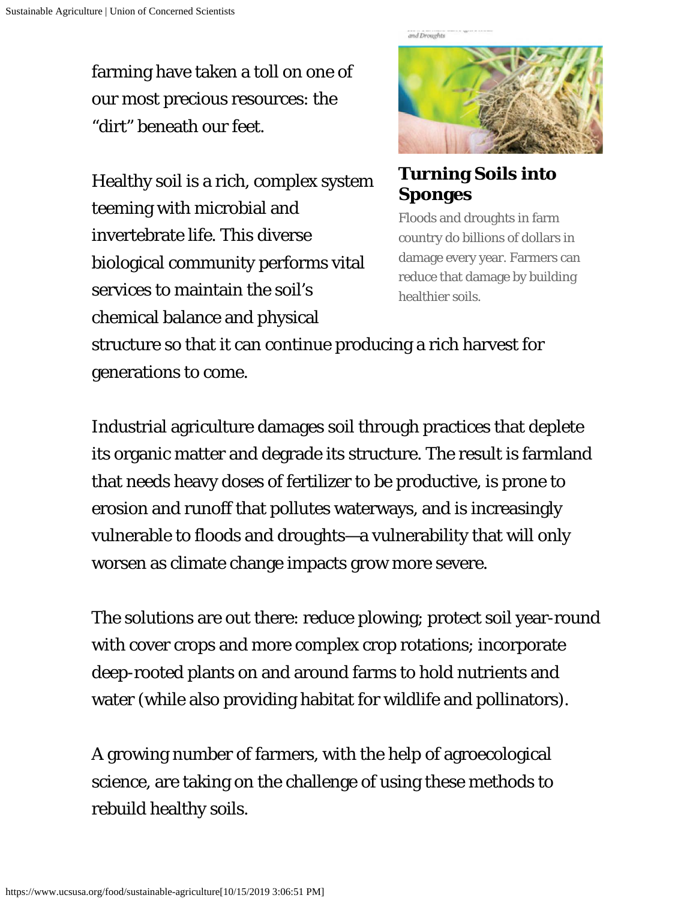farming have taken a toll on one of our most precious resources: the "dirt" beneath our feet.

Healthy soil is a rich, complex system teeming with microbial and invertebrate life. This diverse biological community performs vital services to maintain the soil's chemical balance and physical structure so that it can continue producing a rich harvest for generations to come.

Industrial agriculture damages soil through practices that deplete its organic matter and degrade its structure. The result is farmland that needs heavy doses of fertilizer to be productive, is prone to erosion and runoff that pollutes waterways, and is increasingly vulnerable to floods and droughts—a vulnerability that will only worsen as climate change impacts grow more severe.

The solutions are out there: reduce plowing; protect soil year-round with cover crops and more complex crop rotations; incorporate deep-rooted plants on and around farms to hold nutrients and water (while also providing habitat for wildlife and pollinators).

A growing number of farmers, with the help of agroecological science, are taking on the challenge of using these methods to rebuild healthy soils.

**Turning Soils into Sponges**

Floods and droughts in farm country do billions of dollars in damage every year. Farmers can reduce that damage by building healthier soils.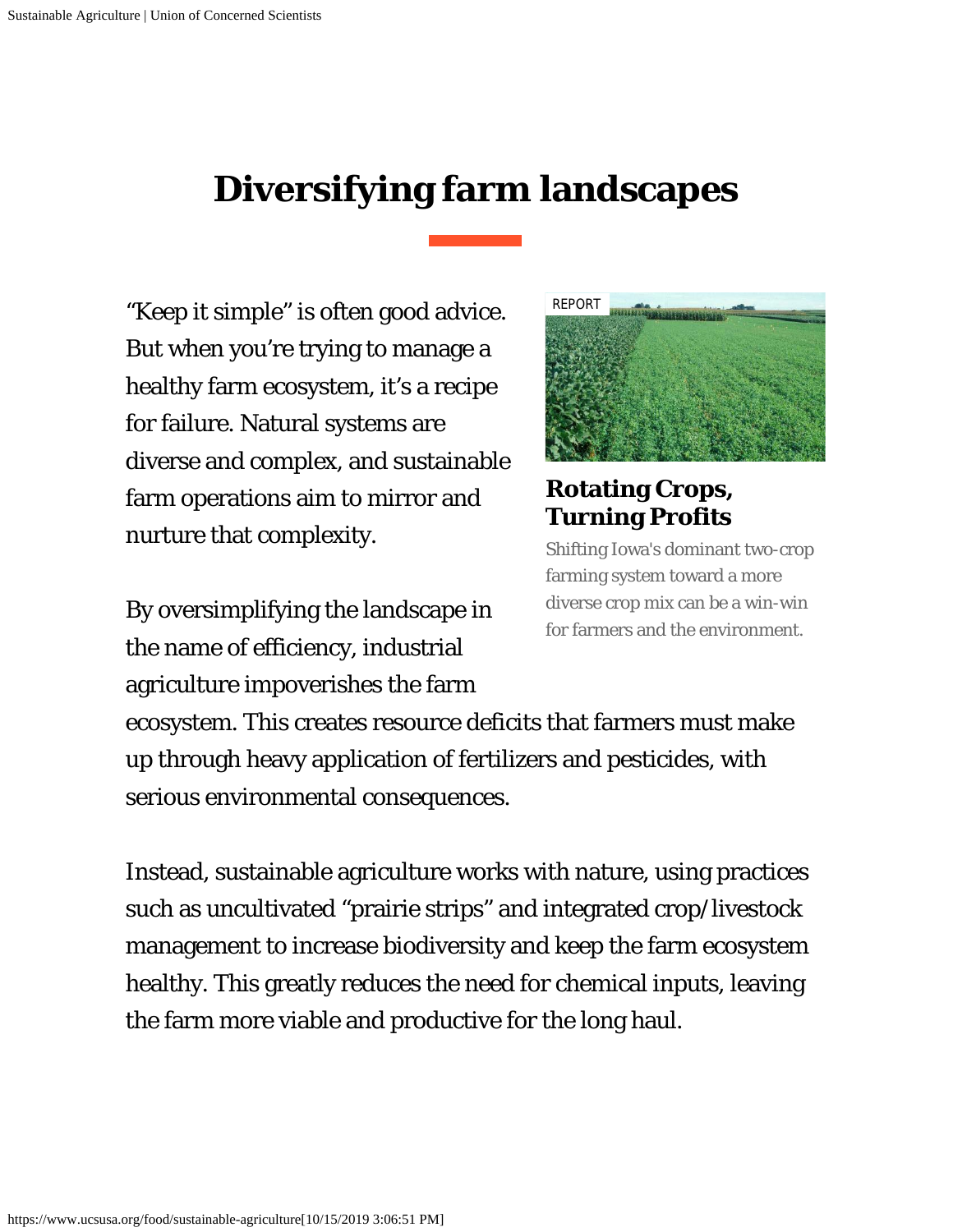# Diversifying farm landscapes

"Keep it simple" is often good advice. But when you're trying to manage a healthy farm ecosystem, it's a recipe for failure. Natural systems are diverse and complex, and sustainable farm operations aim to mirror and nurture that complexity.

By oversimplifying the landscape in the name of efficiency, industrial agriculture impoverishes the farm ecosystem. This creates resource deficits that farmers must make up through heavy application of fertilizers and pesticides, with serious environmental consequences.

Instead, sustainable agriculture works with nature, using practices such as uncultivated "prairie strips" and integrated crop/livestock management to increase biodiversity and keep the farm ecosystem healthy. This greatly reduces the need for chemical inputs, leaving the farm more viable and productive for the long haul.

REPORT

**Rotating Crops, Turning Profits**

Shifting Iowa's dominant two-crop farming system toward a more diverse crop mix can be a win-win for farmers and the environment.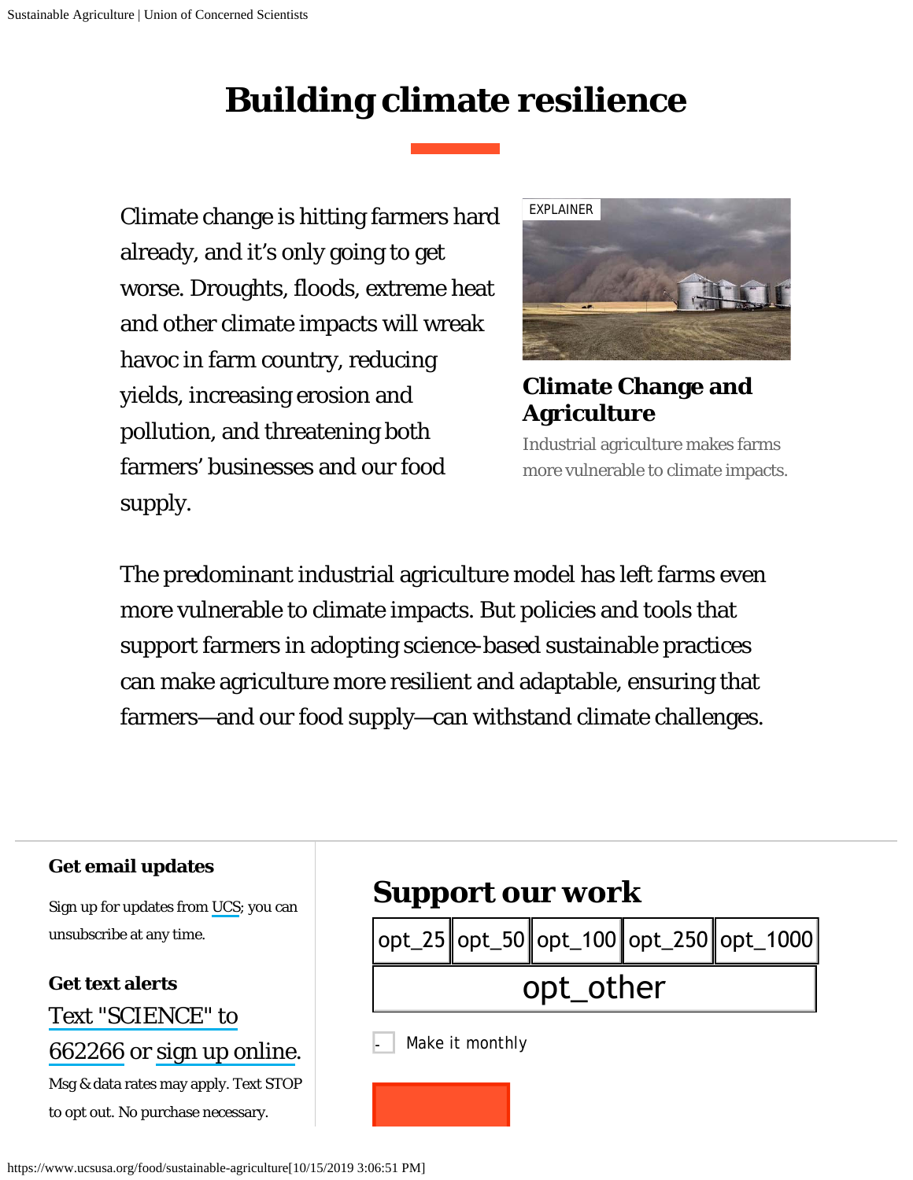# Building climate resilience

Climate change is hitting farmers hard already, and it's only going to get worse. Droughts, floods, extreme heat and other climate impacts will wreak havoc in farm country, reducing yields, increasing erosion and pollution, and threatening both farmers' businesses and our food supply.

EXPLAINER

### Climate Change and Agriculture

Industrial agriculture makes farms more vulnerable to climate impacts.

The predominant industrial agriculture model has left farms even more vulnerable to climate impacts. But policies and tools that support farmers in adopting science-based sustainable practices can make agriculture more resilient and adaptable, ensuring that farmers—and our food supply—can withstand climate challenges.

**Get email updates**

Sign up for updates from UCS; you can unsubscribe at any time.

**Get text alerts**

Text "SCIENCE" to 662266 or sign up online.

Msg & data rates may apply. Text STOP to opt out. No purchase necessary.

## Support our work

opt_25 opt_50 opt_100 opt_250 opt_1000

opt_other

Make it monthly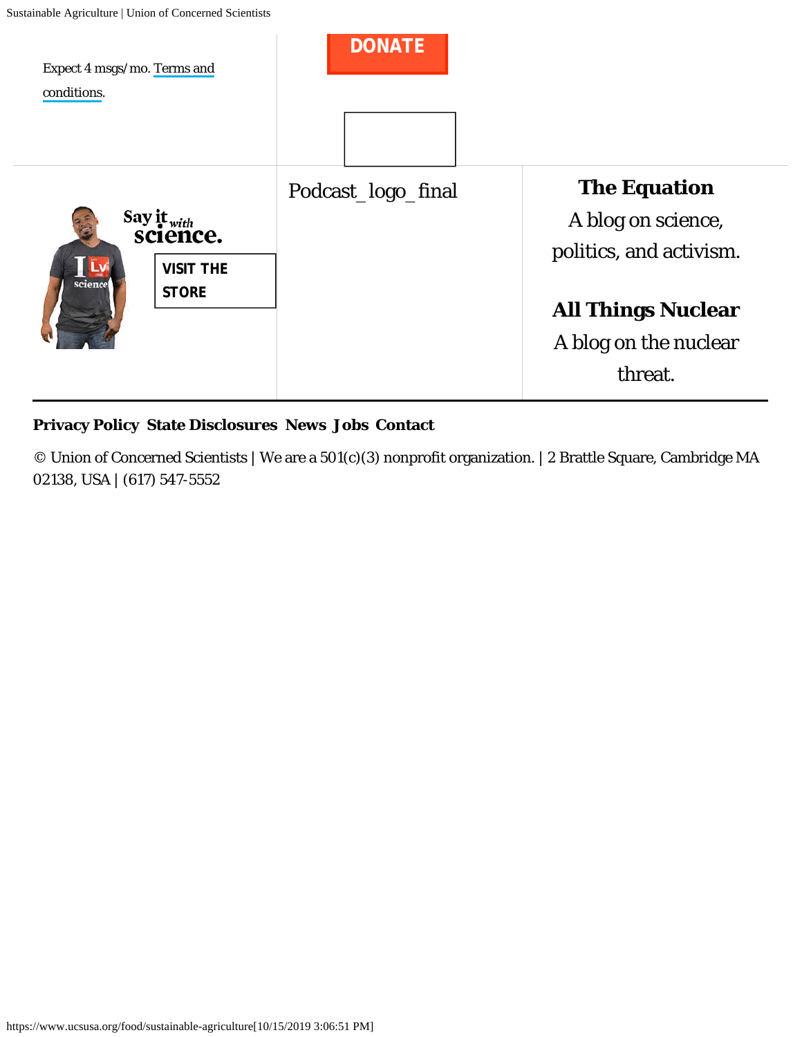Expect 4 msgs/mo. Terms and conditions.

DONATE

Say it *with* science.

VISIT THE STORE

Podcast_logo_final

**The Equation**

A blog on science, politics, and activism.

**All Things Nuclear**

A blog on the nuclear threat.

**Privacy Policy** **State Disclosures** **News** **Jobs** **Contact**

© Union of Concerned Scientists | We are a 501(c)(3) nonprofit organization. | 2 Brattle Square, Cambridge MA 02138, USA | (617) 547-5552